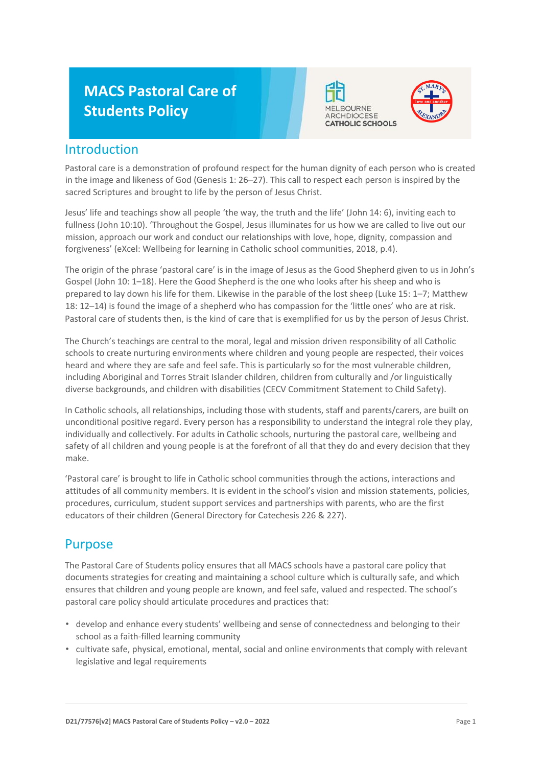# MACS Pastoral Care of Students Policy

## Introduction

Pastoral care is a demonstration of profound respect for the human dignity of each person who is created in the image and likeness of God (Genesis 1: 26–27). This call to respect each person is inspired by the sacred Scriptures and brought to life by the person of Jesus Christ.

Jesus' life and teachings show all people 'the way, the truth and the life' (John 14: 6), inviting each to fullness (John 10:10). 'Throughout the Gospel, Jesus illuminates for us how we are called to live out our mission, approach our work and conduct our relationships with love, hope, dignity, compassion and forgiveness' (eXcel: Wellbeing for learning in Catholic school communities, 2018, p.4).

The origin of the phrase 'pastoral care' is in the image of Jesus as the Good Shepherd given to us in John's Gospel (John 10: 1–18). Here the Good Shepherd is the one who looks after his sheep and who is prepared to lay down his life for them. Likewise in the parable of the lost sheep (Luke 15: 1–7; Matthew 18: 12–14) is found the image of a shepherd who has compassion for the 'little ones' who are at risk. Pastoral care of students then, is the kind of care that is exemplified for us by the person of Jesus Christ.

The Church's teachings are central to the moral, legal and mission driven responsibility of all Catholic schools to create nurturing environments where children and young people are respected, their voices heard and where they are safe and feel safe. This is particularly so for the most vulnerable children, including Aboriginal and Torres Strait Islander children, children from culturally and /or linguistically diverse backgrounds, and children with disabilities (CECV Commitment Statement to Child Safety).

In Catholic schools, all relationships, including those with students, staff and parents/carers, are built on unconditional positive regard. Every person has a responsibility to understand the integral role they play, individually and collectively. For adults in Catholic schools, nurturing the pastoral care, wellbeing and safety of all children and young people is at the forefront of all that they do and every decision that they make.

'Pastoral care' is brought to life in Catholic school communities through the actions, interactions and attitudes of all community members. It is evident in the school's vision and mission statements, policies, procedures, curriculum, student support services and partnerships with parents, who are the first educators of their children (General Directory for Catechesis 226 & 227).

## Purpose

The Pastoral Care of Students policy ensures that all MACS schools have a pastoral care policy that documents strategies for creating and maintaining a school culture which is culturally safe, and which ensures that children and young people are known, and feel safe, valued and respected. The school's pastoral care policy should articulate procedures and practices that:

- develop and enhance every students' wellbeing and sense of connectedness and belonging to their school as a faith-filled learning community
- cultivate safe, physical, emotional, mental, social and online environments that comply with relevant legislative and legal requirements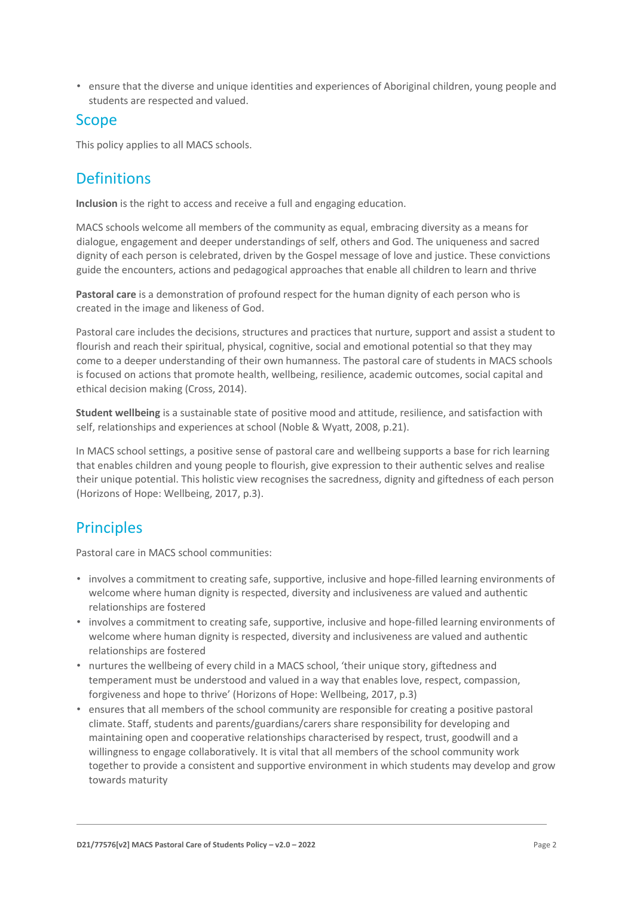- ensure that the diverse and unique identities and experiences of Aboriginal children, young people and students are respected and valued.

## Scope

This policy applies to all MACS schools.

## Definitions

**Inclusion** is the right to access and receive a full and engaging education.

MACS schools welcome all members of the community as equal, embracing diversity as a means for dialogue, engagement and deeper understandings of self, others and God. The uniqueness and sacred dignity of each person is celebrated, driven by the Gospel message of love and justice. These convictions guide the encounters, actions and pedagogical approaches that enable all children to learn and thrive

**Pastoral care** is a demonstration of profound respect for the human dignity of each person who is created in the image and likeness of God.

Pastoral care includes the decisions, structures and practices that nurture, support and assist a student to flourish and reach their spiritual, physical, cognitive, social and emotional potential so that they may come to a deeper understanding of their own humanness. The pastoral care of students in MACS schools is focused on actions that promote health, wellbeing, resilience, academic outcomes, social capital and ethical decision making (Cross, 2014).

**Student wellbeing** is a sustainable state of positive mood and attitude, resilience, and satisfaction with self, relationships and experiences at school (Noble & Wyatt, 2008, p.21).

In MACS school settings, a positive sense of pastoral care and wellbeing supports a base for rich learning that enables children and young people to flourish, give expression to their authentic selves and realise their unique potential. This holistic view recognises the sacredness, dignity and giftedness of each person (Horizons of Hope: Wellbeing, 2017, p.3).

## Principles

Pastoral care in MACS school communities:

- involves a commitment to creating safe, supportive, inclusive and hope-filled learning environments of welcome where human dignity is respected, diversity and inclusiveness are valued and authentic relationships are fostered
- involves a commitment to creating safe, supportive, inclusive and hope-filled learning environments of welcome where human dignity is respected, diversity and inclusiveness are valued and authentic relationships are fostered
- nurtures the wellbeing of every child in a MACS school, 'their unique story, giftedness and temperament must be understood and valued in a way that enables love, respect, compassion, forgiveness and hope to thrive' (Horizons of Hope: Wellbeing, 2017, p.3)
- ensures that all members of the school community are responsible for creating a positive pastoral climate. Staff, students and parents/guardians/carers share responsibility for developing and maintaining open and cooperative relationships characterised by respect, trust, goodwill and a willingness to engage collaboratively. It is vital that all members of the school community work together to provide a consistent and supportive environment in which students may develop and grow towards maturity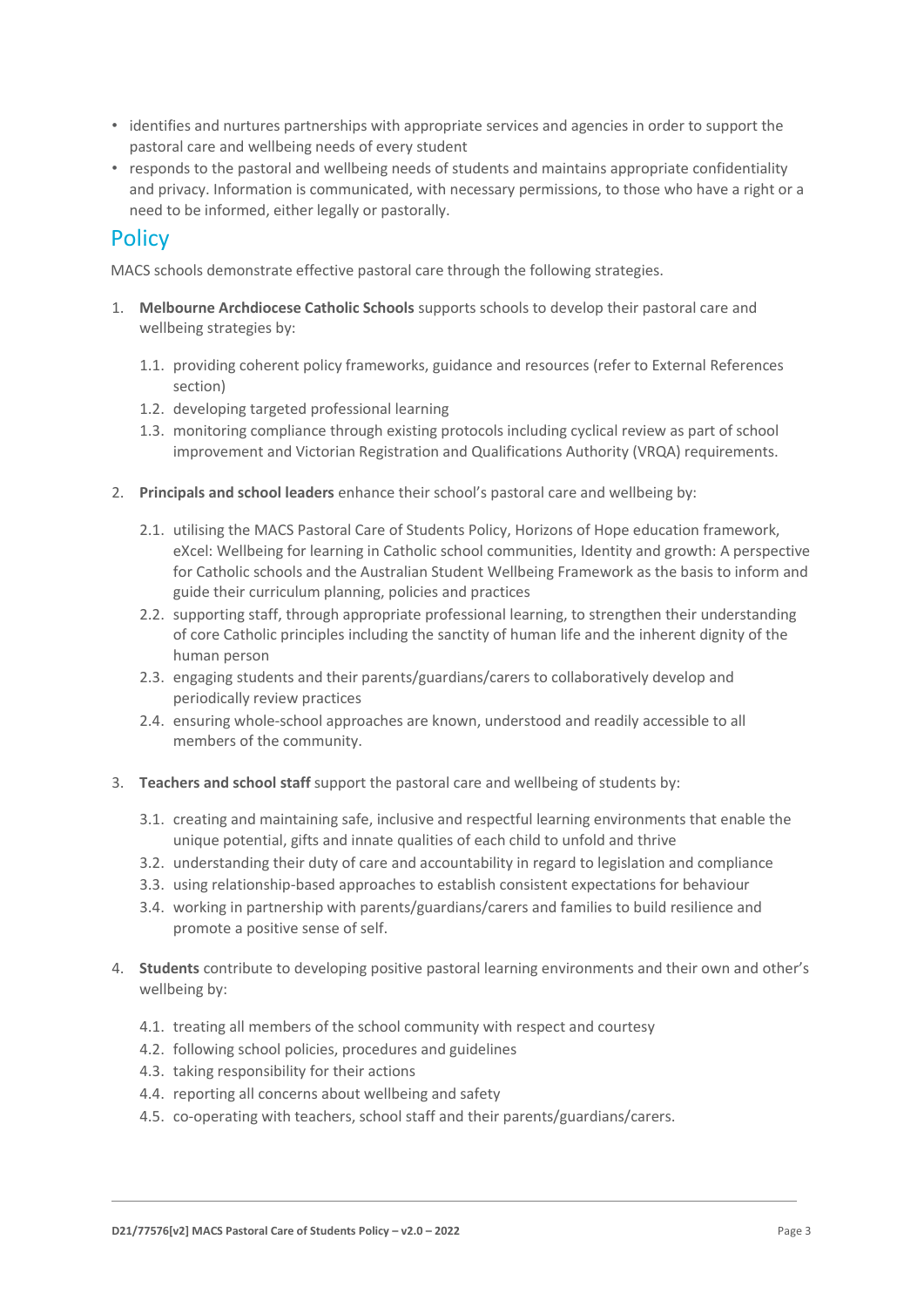- identifies and nurtures partnerships with appropriate services and agencies in order to support the pastoral care and wellbeing needs of every student
- responds to the pastoral and wellbeing needs of students and maintains appropriate confidentiality and privacy. Information is communicated, with necessary permissions, to those who have a right or a need to be informed, either legally or pastorally.

## Policy

MACS schools demonstrate effective pastoral care through the following strategies.

1. **Melbourne Archdiocese Catholic Schools** supports schools to develop their pastoral care and wellbeing strategies by:

    1.1. providing coherent policy frameworks, guidance and resources (refer to External References section)

    1.2. developing targeted professional learning

    1.3. monitoring compliance through existing protocols including cyclical review as part of school improvement and Victorian Registration and Qualifications Authority (VRQA) requirements.

2. **Principals and school leaders** enhance their school's pastoral care and wellbeing by:

    2.1. utilising the MACS Pastoral Care of Students Policy, Horizons of Hope education framework, eXcel: Wellbeing for learning in Catholic school communities, Identity and growth: A perspective for Catholic schools and the Australian Student Wellbeing Framework as the basis to inform and guide their curriculum planning, policies and practices

    2.2. supporting staff, through appropriate professional learning, to strengthen their understanding of core Catholic principles including the sanctity of human life and the inherent dignity of the human person

    2.3. engaging students and their parents/guardians/carers to collaboratively develop and periodically review practices

    2.4. ensuring whole-school approaches are known, understood and readily accessible to all members of the community.

3. **Teachers and school staff** support the pastoral care and wellbeing of students by:

    3.1. creating and maintaining safe, inclusive and respectful learning environments that enable the unique potential, gifts and innate qualities of each child to unfold and thrive

    3.2. understanding their duty of care and accountability in regard to legislation and compliance

    3.3. using relationship-based approaches to establish consistent expectations for behaviour

    3.4. working in partnership with parents/guardians/carers and families to build resilience and promote a positive sense of self.

4. **Students** contribute to developing positive pastoral learning environments and their own and other's wellbeing by:

    4.1. treating all members of the school community with respect and courtesy

    4.2. following school policies, procedures and guidelines

    4.3. taking responsibility for their actions

    4.4. reporting all concerns about wellbeing and safety

    4.5. co-operating with teachers, school staff and their parents/guardians/carers.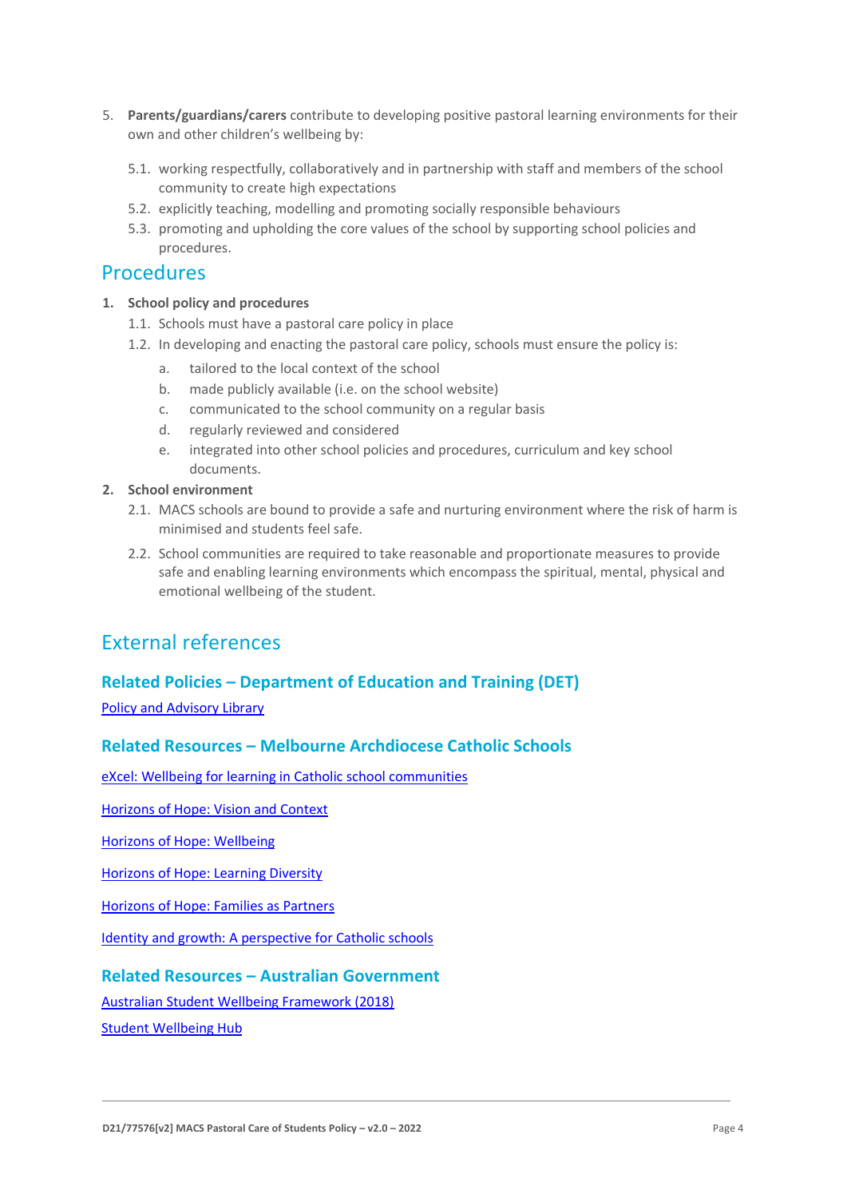5. **Parents/guardians/carers** contribute to developing positive pastoral learning environments for their own and other children's wellbeing by:

   5.1. working respectfully, collaboratively and in partnership with staff and members of the school community to create high expectations

   5.2. explicitly teaching, modelling and promoting socially responsible behaviours

   5.3. promoting and upholding the core values of the school by supporting school policies and procedures.

## Procedures

1. **School policy and procedures**

   1.1. Schools must have a pastoral care policy in place

   1.2. In developing and enacting the pastoral care policy, schools must ensure the policy is:

   a. tailored to the local context of the school

   b. made publicly available (i.e. on the school website)

   c. communicated to the school community on a regular basis

   d. regularly reviewed and considered

   e. integrated into other school policies and procedures, curriculum and key school documents.

2. **School environment**

   2.1. MACS schools are bound to provide a safe and nurturing environment where the risk of harm is minimised and students feel safe.

   2.2. School communities are required to take reasonable and proportionate measures to provide safe and enabling learning environments which encompass the spiritual, mental, physical and emotional wellbeing of the student.

## External references

### Related Policies – Department of Education and Training (DET)

Policy and Advisory Library

### Related Resources – Melbourne Archdiocese Catholic Schools

eXcel: Wellbeing for learning in Catholic school communities

Horizons of Hope: Vision and Context

Horizons of Hope: Wellbeing

Horizons of Hope: Learning Diversity

Horizons of Hope: Families as Partners

Identity and growth: A perspective for Catholic schools

### Related Resources – Australian Government

Australian Student Wellbeing Framework (2018)

Student Wellbeing Hub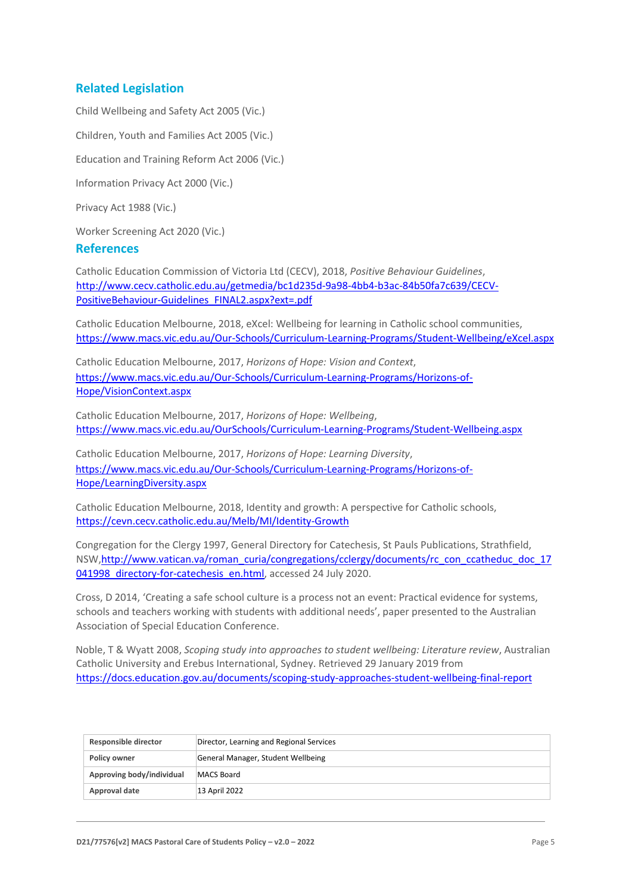## Related Legislation

Child Wellbeing and Safety Act 2005 (Vic.)

Children, Youth and Families Act 2005 (Vic.)

Education and Training Reform Act 2006 (Vic.)

Information Privacy Act 2000 (Vic.)

Privacy Act 1988 (Vic.)

Worker Screening Act 2020 (Vic.)

## References

Catholic Education Commission of Victoria Ltd (CECV), 2018, *Positive Behaviour Guidelines*, http://www.cecv.catholic.edu.au/getmedia/bc1d235d-9a98-4bb4-b3ac-84b50fa7c639/CECV-PositiveBehaviour-Guidelines_FINAL2.aspx?ext=.pdf

Catholic Education Melbourne, 2018, eXcel: Wellbeing for learning in Catholic school communities, https://www.macs.vic.edu.au/Our-Schools/Curriculum-Learning-Programs/Student-Wellbeing/eXcel.aspx

Catholic Education Melbourne, 2017, *Horizons of Hope: Vision and Context*, https://www.macs.vic.edu.au/Our-Schools/Curriculum-Learning-Programs/Horizons-of-Hope/VisionContext.aspx

Catholic Education Melbourne, 2017, *Horizons of Hope: Wellbeing*, https://www.macs.vic.edu.au/OurSchools/Curriculum-Learning-Programs/Student-Wellbeing.aspx

Catholic Education Melbourne, 2017, *Horizons of Hope: Learning Diversity*, https://www.macs.vic.edu.au/Our-Schools/Curriculum-Learning-Programs/Horizons-of-Hope/LearningDiversity.aspx

Catholic Education Melbourne, 2018, Identity and growth: A perspective for Catholic schools, https://cevn.cecv.catholic.edu.au/Melb/MI/Identity-Growth

Congregation for the Clergy 1997, General Directory for Catechesis, St Pauls Publications, Strathfield, NSW,http://www.vatican.va/roman_curia/congregations/cclergy/documents/rc_con_ccatheduc_doc_17041998_directory-for-catechesis_en.html, accessed 24 July 2020.

Cross, D 2014, 'Creating a safe school culture is a process not an event: Practical evidence for systems, schools and teachers working with students with additional needs', paper presented to the Australian Association of Special Education Conference.

Noble, T & Wyatt 2008, *Scoping study into approaches to student wellbeing: Literature review*, Australian Catholic University and Erebus International, Sydney. Retrieved 29 January 2019 from https://docs.education.gov.au/documents/scoping-study-approaches-student-wellbeing-final-report

| | |
|---|---|
| **Responsible director** | Director, Learning and Regional Services |
| **Policy owner** | General Manager, Student Wellbeing |
| **Approving body/individual** | MACS Board |
| **Approval date** | 13 April 2022 |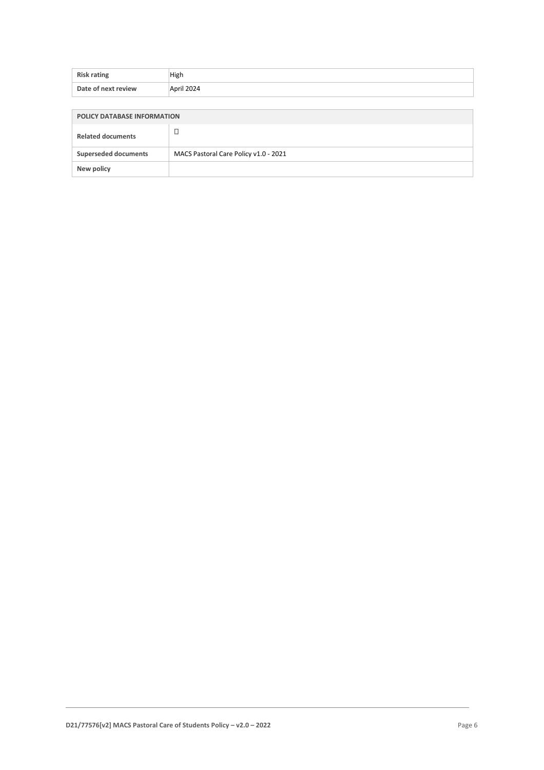| | |
|---|---|
| **Risk rating** | High |
| **Date of next review** | April 2024 |

| **POLICY DATABASE INFORMATION** | |
|---|---|
| **Related documents** | |
| **Superseded documents** | MACS Pastoral Care Policy v1.0 - 2021 |
| **New policy** | |